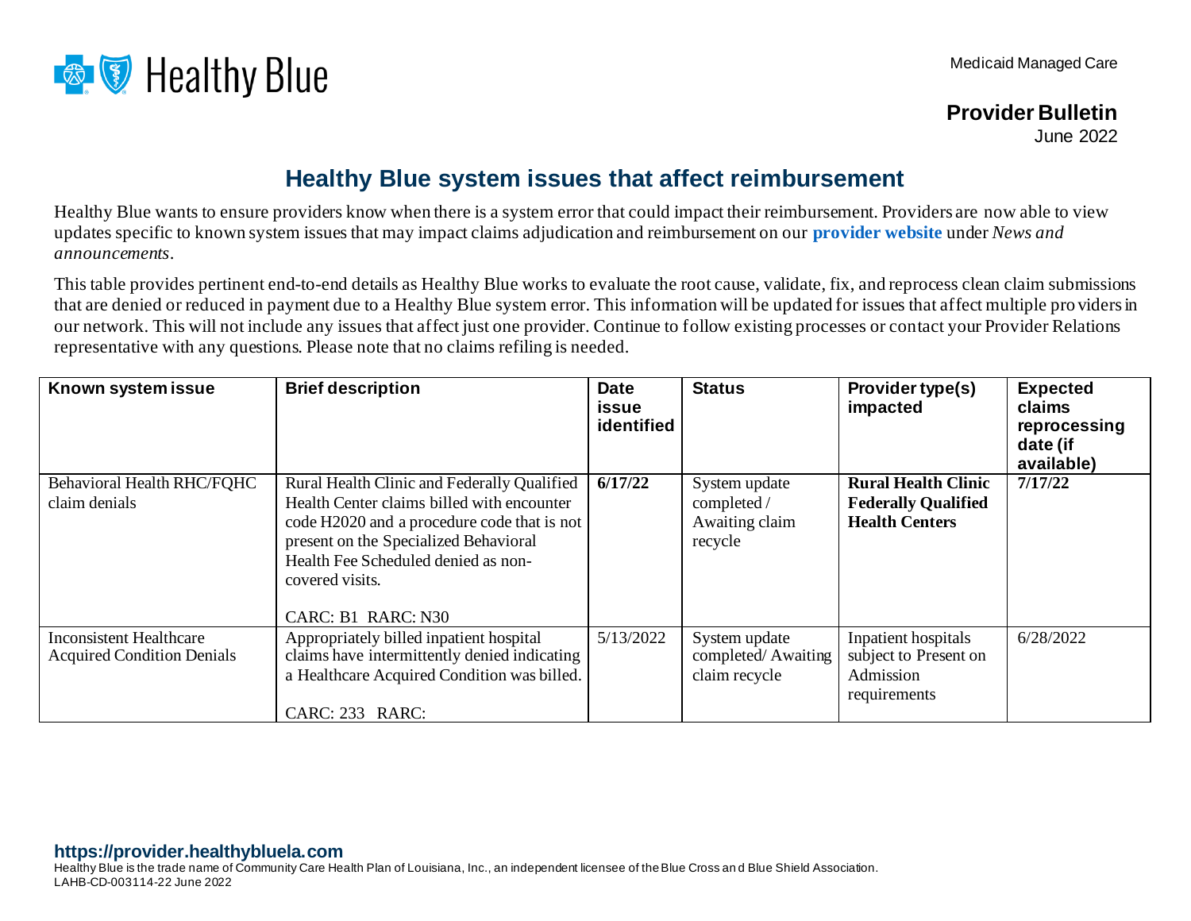Healthy Blue

Medicaid Managed Care

**Provider Bulletin**
June 2022

## Healthy Blue system issues that affect reimbursement

Healthy Blue wants to ensure providers know when there is a system error that could impact their reimbursement. Providers are now able to view updates specific to known system issues that may impact claims adjudication and reimbursement on our **provider website** under *News and announcements*.

This table provides pertinent end-to-end details as Healthy Blue works to evaluate the root cause, validate, fix, and reprocess clean claim submissions that are denied or reduced in payment due to a Healthy Blue system error. This information will be updated for issues that affect multiple providers in our network. This will not include any issues that affect just one provider. Continue to follow existing processes or contact your Provider Relations representative with any questions. Please note that no claims refiling is needed.

| Known system issue | Brief description | Date issue identified | Status | Provider type(s) impacted | Expected claims reprocessing date (if available) |
|---|---|---|---|---|---|
| Behavioral Health RHC/FQHC claim denials | Rural Health Clinic and Federally Qualified Health Center claims billed with encounter code H2020 and a procedure code that is not present on the Specialized Behavioral Health Fee Scheduled denied as non-covered visits.<br><br>CARC: B1 RARC: N30 | **6/17/22** | System update completed / Awaiting claim recycle | **Rural Health Clinic**<br>**Federally Qualified Health Centers** | **7/17/22** |
| Inconsistent Healthcare Acquired Condition Denials | Appropriately billed inpatient hospital claims have intermittently denied indicating a Healthcare Acquired Condition was billed.<br><br>CARC: 233 RARC: | 5/13/2022 | System update completed/ Awaiting claim recycle | Inpatient hospitals subject to Present on Admission requirements | 6/28/2022 |

**https://provider.healthybluela.com**
Healthy Blue is the trade name of Community Care Health Plan of Louisiana, Inc., an independent licensee of the Blue Cross and Blue Shield Association.
LAHB-CD-003114-22 June 2022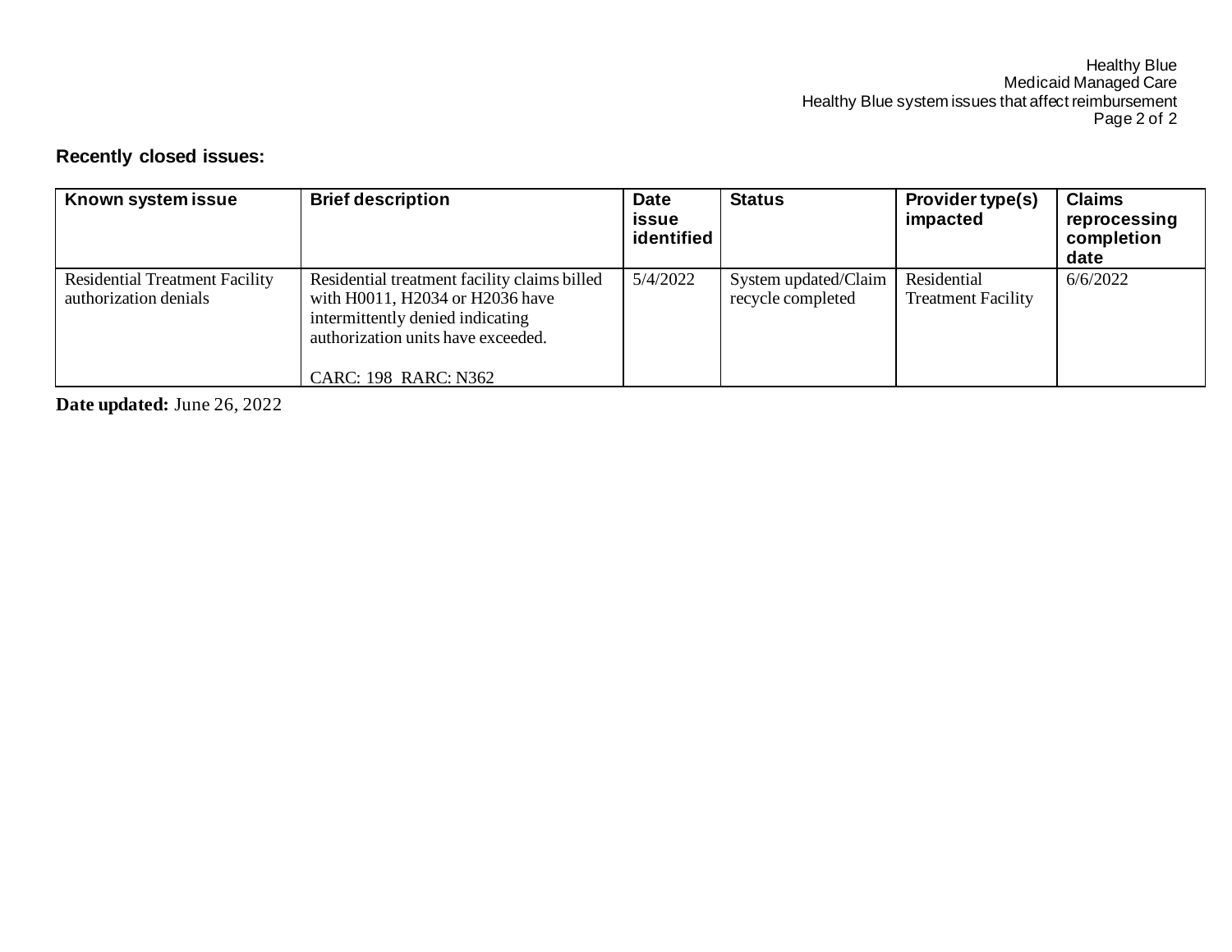**Recently closed issues:**

| Known system issue | Brief description | Date issue identified | Status | Provider type(s) impacted | Claims reprocessing completion date |
|---|---|---|---|---|---|
| Residential Treatment Facility authorization denials | Residential treatment facility claims billed with H0011, H2034 or H2036 have intermittently denied indicating authorization units have exceeded.<br><br>CARC: 198 RARC: N362 | 5/4/2022 | System updated/Claim recycle completed | Residential Treatment Facility | 6/6/2022 |

**Date updated:** June 26, 2022